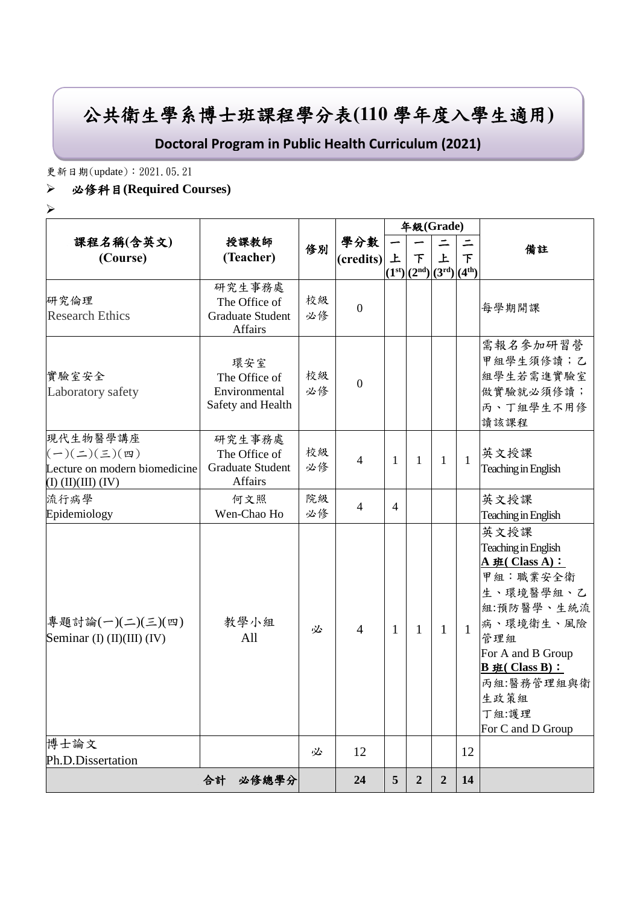# 公共衛生學系博士班課程學分表(110 學年度入學生適用)

**Doctoral Program in Public Health Curriculum (2021)**

更新日期(update)：2021.05.21

- **必修科目(Required Courses)**

| 課程名稱(含英文) (Course) | 授課教師 (Teacher) | 修別 | 學分數 (credits) | 年級(Grade) 一上 (1st) | 一下 (2nd) | 二上 (3rd) | 二下 (4th) | 備註 |
|---|---|---|---|---|---|---|---|---|
| 研究倫理 Research Ethics | 研究生事務處 The Office of Graduate Student Affairs | 校級必修 | 0 | | | | | 每學期開課 |
| 實驗室安全 Laboratory safety | 環安室 The Office of Environmental Safety and Health | 校級必修 | 0 | | | | | 需報名參加研習營 甲組學生須修讀；乙組學生若需進實驗室做實驗就必須修讀；丙、丁組學生不用修讀該課程 |
| 現代生物醫學講座(一)(二)(三)(四) Lecture on modern biomedicine (I) (II)(III) (IV) | 研究生事務處 The Office of Graduate Student Affairs | 校級必修 | 4 | 1 | 1 | 1 | 1 | 英文授課 Teaching in English |
| 流行病學 Epidemiology | 何文照 Wen-Chao Ho | 院級必修 | 4 | 4 | | | | 英文授課 Teaching in English |
| 專題討論(一)(二)(三)(四) Seminar (I) (II)(III) (IV) | 教學小組 All | 必 | 4 | 1 | 1 | 1 | 1 | 英文授課 Teaching in English **A 班( Class A)：** 甲組：職業安全衛生、環境醫學組、乙組:預防醫學、生統流病、環境衛生、風險管理組 For A and B Group **B 班( Class B)：** 丙組:醫務管理組與衛生政策組 丁組:護理 For C and D Group |
| 博士論文 Ph.D.Dissertation | | 必 | 12 | | | | 12 | |
| 合計 必修總學分 | | | 24 | 5 | 2 | 2 | 14 | |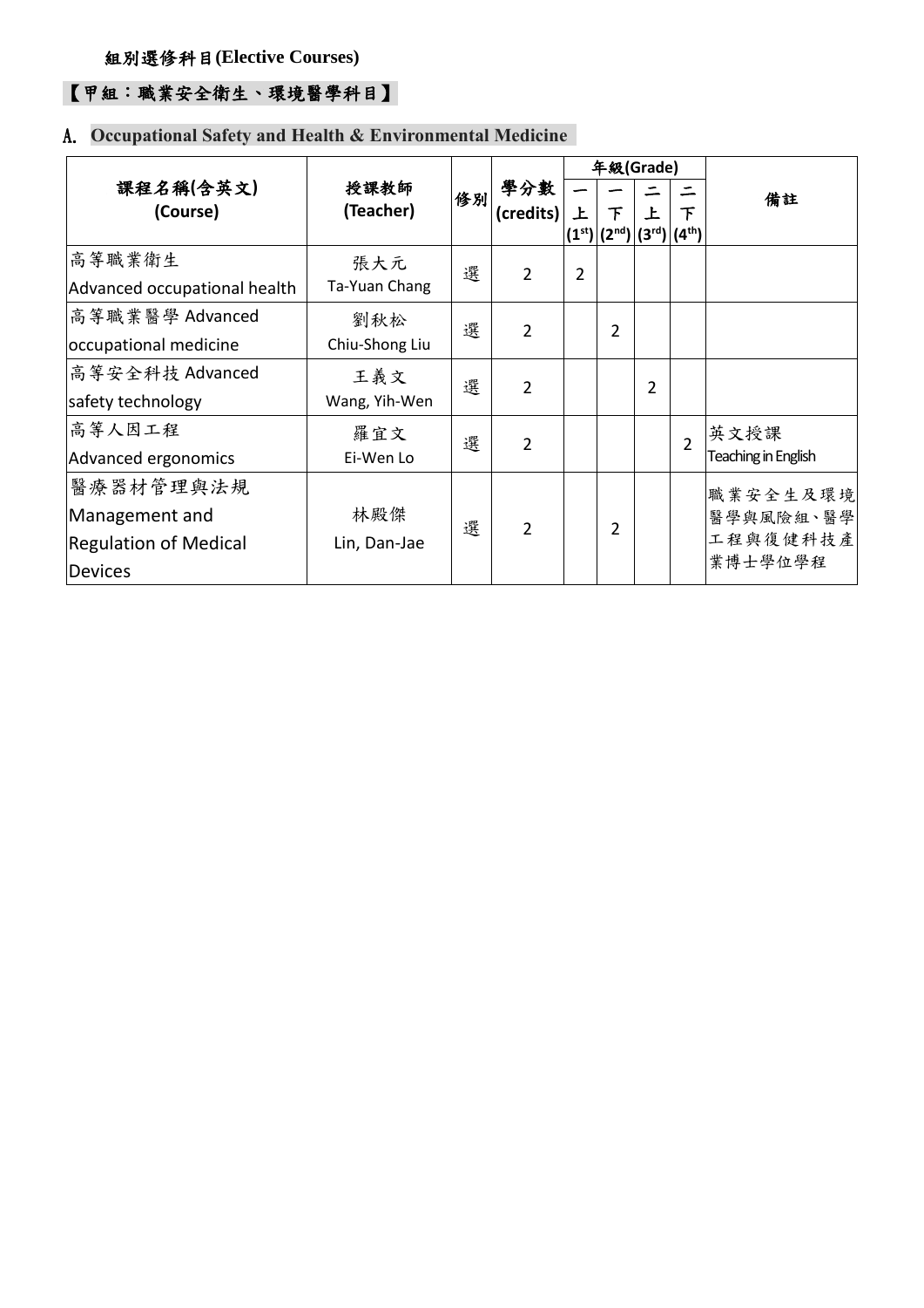組別選修科目(Elective Courses)

## 【甲組：職業安全衛生、環境醫學科目】

## A. Occupational Safety and Health & Environmental Medicine

| 課程名稱(含英文) (Course) | 授課教師 (Teacher) | 修別 | 學分數 (credits) | 年級(Grade) | | | | 備註 |
|---|---|---|---|---|---|---|---|---|
| | | | | 一上 (1st) | 一下 (2nd) | 二上 (3rd) | 二下 (4th) | |
| 高等職業衛生 Advanced occupational health | 張大元 Ta-Yuan Chang | 選 | 2 | 2 | | | | |
| 高等職業醫學 Advanced occupational medicine | 劉秋松 Chiu-Shong Liu | 選 | 2 | | 2 | | | |
| 高等安全科技 Advanced safety technology | 王義文 Wang, Yih-Wen | 選 | 2 | | | 2 | | |
| 高等人因工程 Advanced ergonomics | 羅宜文 Ei-Wen Lo | 選 | 2 | | | | 2 | 英文授課 Teaching in English |
| 醫療器材管理與法規 Management and Regulation of Medical Devices | 林殿傑 Lin, Dan-Jae | 選 | 2 | | 2 | | | 職業安全生及環境醫學與風險組、醫學工程與復健科技產業博士學位學程 |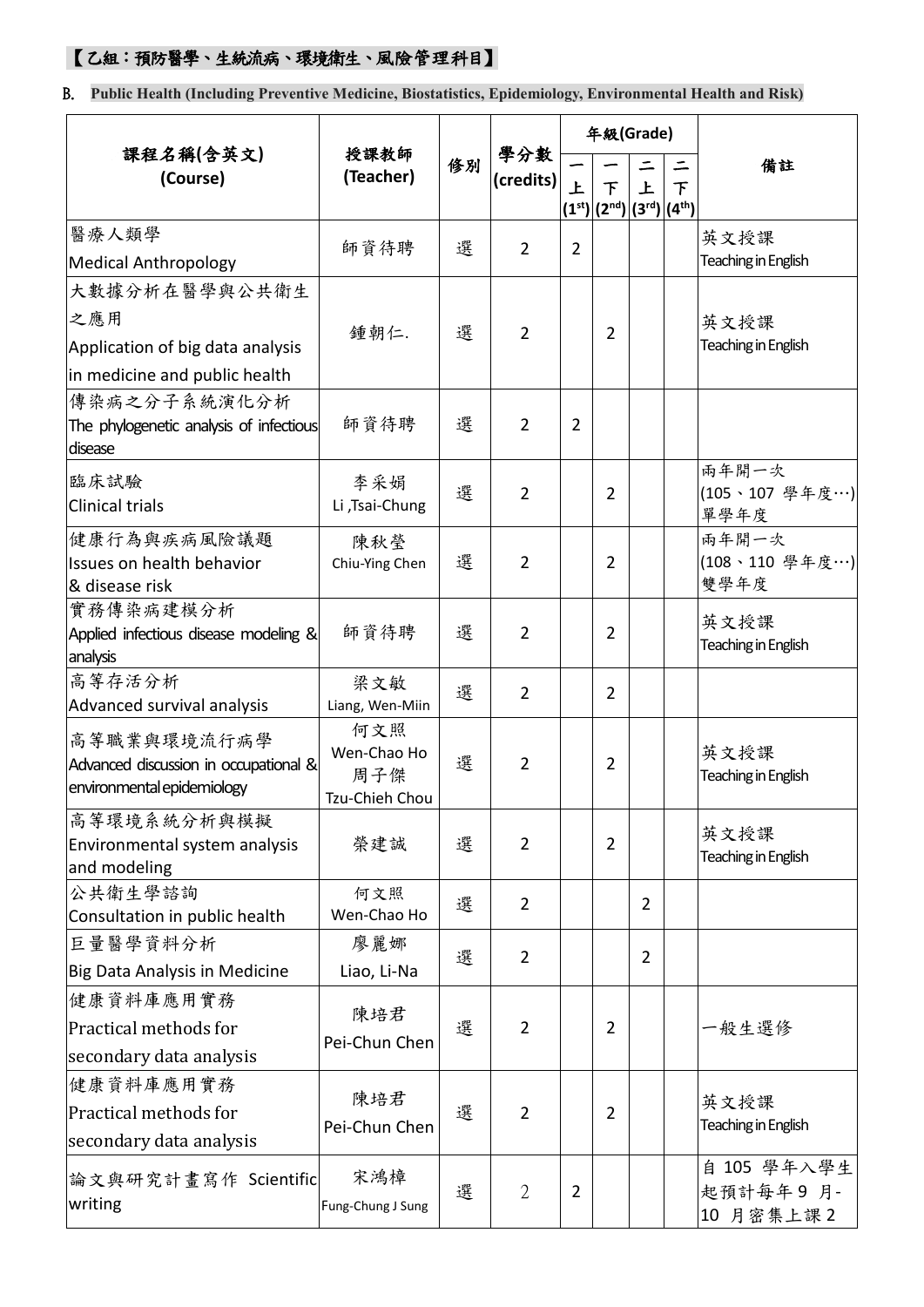【乙組：預防醫學、生統流病、環境衛生、風險管理科目】

B. **Public Health (Including Preventive Medicine, Biostatistics, Epidemiology, Environmental Health and Risk)**

| 課程名稱(含英文) (Course) | 授課教師 (Teacher) | 修別 | 學分數 (credits) | 年級(Grade) | | | | 備註 |
|---|---|---|---|---|---|---|---|---|
| | | | | 一上 (1st) | 一下 (2nd) | 二上 (3rd) | 二下 (4th) | |
| 醫療人類學 Medical Anthropology | 師資待聘 | 選 | 2 | 2 | | | | 英文授課 Teaching in English |
| 大數據分析在醫學與公共衛生之應用 Application of big data analysis in medicine and public health | 鍾朝仁. | 選 | 2 | | 2 | | | 英文授課 Teaching in English |
| 傳染病之分子系統演化分析 The phylogenetic analysis of infectious disease | 師資待聘 | 選 | 2 | 2 | | | | |
| 臨床試驗 Clinical trials | 李采娟 Li ,Tsai-Chung | 選 | 2 | | 2 | | | 兩年開一次 (105、107 學年度…) 單學年度 |
| 健康行為與疾病風險議題 Issues on health behavior & disease risk | 陳秋瑩 Chiu-Ying Chen | 選 | 2 | | 2 | | | 兩年開一次 (108、110 學年度…) 雙學年度 |
| 實務傳染病建模分析 Applied infectious disease modeling & analysis | 師資待聘 | 選 | 2 | | 2 | | | 英文授課 Teaching in English |
| 高等存活分析 Advanced survival analysis | 梁文敏 Liang, Wen-Miin | 選 | 2 | | 2 | | | |
| 高等職業與環境流行病學 Advanced discussion in occupational & environmental epidemiology | 何文照 Wen-Chao Ho 周子傑 Tzu-Chieh Chou | 選 | 2 | | 2 | | | 英文授課 Teaching in English |
| 高等環境系統分析與模擬 Environmental system analysis and modeling | 榮建誠 | 選 | 2 | | 2 | | | 英文授課 Teaching in English |
| 公共衛生學諮詢 Consultation in public health | 何文照 Wen-Chao Ho | 選 | 2 | | | 2 | | |
| 巨量醫學資料分析 Big Data Analysis in Medicine | 廖麗娜 Liao, Li-Na | 選 | 2 | | | 2 | | |
| 健康資料庫應用實務 Practical methods for secondary data analysis | 陳培君 Pei-Chun Chen | 選 | 2 | | 2 | | | 一般生選修 |
| 健康資料庫應用實務 Practical methods for secondary data analysis | 陳培君 Pei-Chun Chen | 選 | 2 | | 2 | | | 英文授課 Teaching in English |
| 論文與研究計畫寫作 Scientific writing | 宋鴻樟 Fung-Chung J Sung | 選 | 2 | 2 | | | | 自 105 學年入學生起預計每年 9 月-10 月密集上課 2 |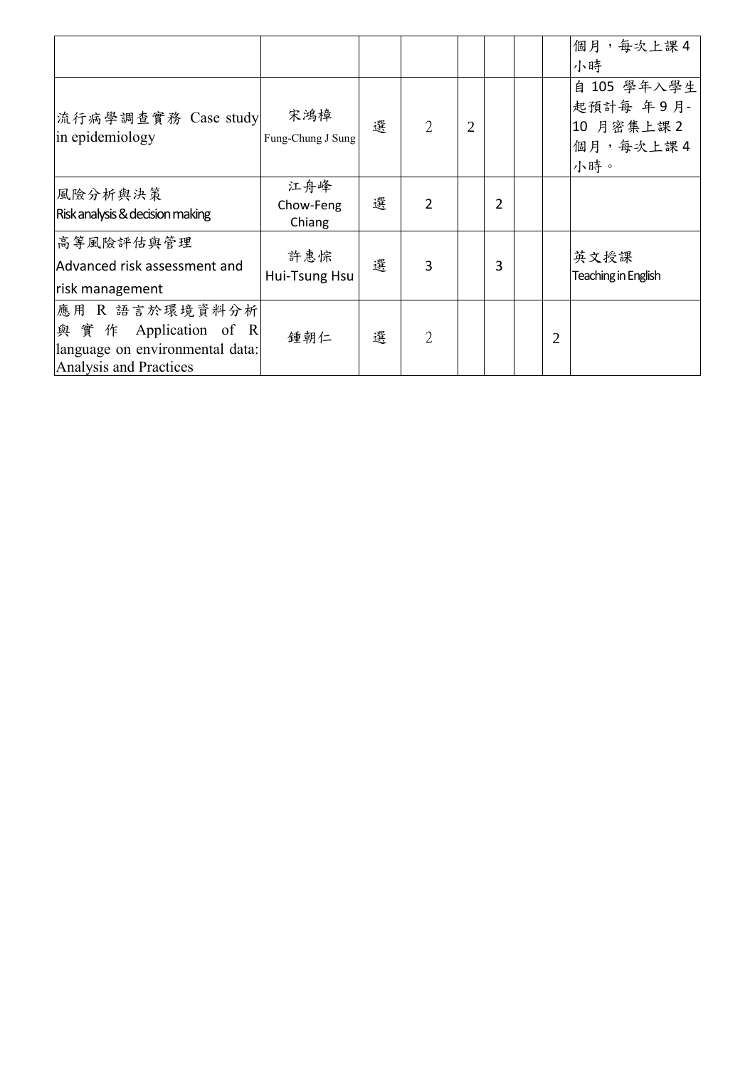|  |  |  |  |  |  |  |  |  |
|---|---|---|---|---|---|---|---|---|
|  |  |  |  |  |  |  |  | 個月，每次上課 4 小時 |
| 流行病學調查實務 Case study in epidemiology | 宋鴻樟 Fung-Chung J Sung | 選 | 2 | 2 |  |  |  | 自 105 學年入學生起預計每 年 9 月-10 月密集上課 2 個月，每次上課 4 小時。 |
| 風險分析與決策 Risk analysis & decision making | 江舟峰 Chow-Feng Chiang | 選 | 2 |  | 2 |  |  |  |
| 高等風險評估與管理 Advanced risk assessment and risk management | 許惠悰 Hui-Tsung Hsu | 選 | 3 |  | 3 |  |  | 英文授課 Teaching in English |
| 應用 R 語言於環境資料分析與實作 Application of R language on environmental data: Analysis and Practices | 鍾朝仁 | 選 | 2 |  |  |  | 2 |  |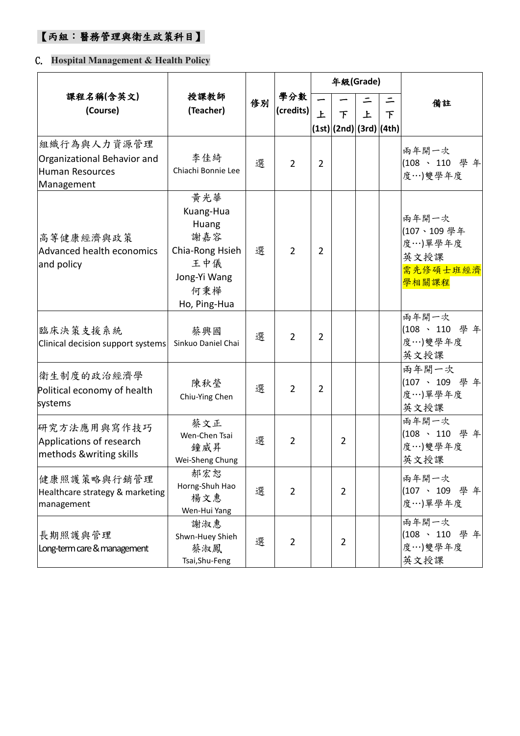## 【丙組：醫務管理與衛生政策科目】

### C. Hospital Management & Health Policy

| 課程名稱(含英文) (Course) | 授課教師 (Teacher) | 修別 | 學分數 (credits) | 年級(Grade) | | | | 備註 |
|---|---|---|---|---|---|---|---|---|
| | | | | 一上 (1st) | 一下 (2nd) | 二上 (3rd) | 二下 (4th) | |
| 組織行為與人力資源管理 Organizational Behavior and Human Resources Management | 李佳綺 Chiachi Bonnie Lee | 選 | 2 | 2 | | | | 兩年開一次 (108、110 學年度…)雙學年度 |
| 高等健康經濟與政策 Advanced health economics and policy | 黃光華 Kuang-Hua Huang 謝嘉容 Chia-Rong Hsieh 王中儀 Jong-Yi Wang 何秉樺 Ho, Ping-Hua | 選 | 2 | 2 | | | | 兩年開一次 (107、109 學年度…)單學年度 英文授課 需先修碩士班經濟學相關課程 |
| 臨床決策支援系統 Clinical decision support systems | 蔡興國 Sinkuo Daniel Chai | 選 | 2 | 2 | | | | 兩年開一次 (108、110 學年度…)雙學年度 英文授課 |
| 衛生制度的政治經濟學 Political economy of health systems | 陳秋瑩 Chiu-Ying Chen | 選 | 2 | 2 | | | | 兩年開一次 (107、109 學年度…)單學年度 英文授課 |
| 研究方法應用與寫作技巧 Applications of research methods &writing skills | 蔡文正 Wen-Chen Tsai 鐘威昇 Wei-Sheng Chung | 選 | 2 | | 2 | | | 兩年開一次 (108、110 學年度…)雙學年度 英文授課 |
| 健康照護策略與行銷管理 Healthcare strategy & marketing management | 郝宏恕 Horng-Shuh Hao 楊文惠 Wen-Hui Yang | 選 | 2 | | 2 | | | 兩年開一次 (107、109 學年度…)單學年度 |
| 長期照護與管理 Long-term care & management | 謝淑惠 Shwn-Huey Shieh 蔡淑鳳 Tsai,Shu-Feng | 選 | 2 | | 2 | | | 兩年開一次 (108、110 學年度…)雙學年度 英文授課 |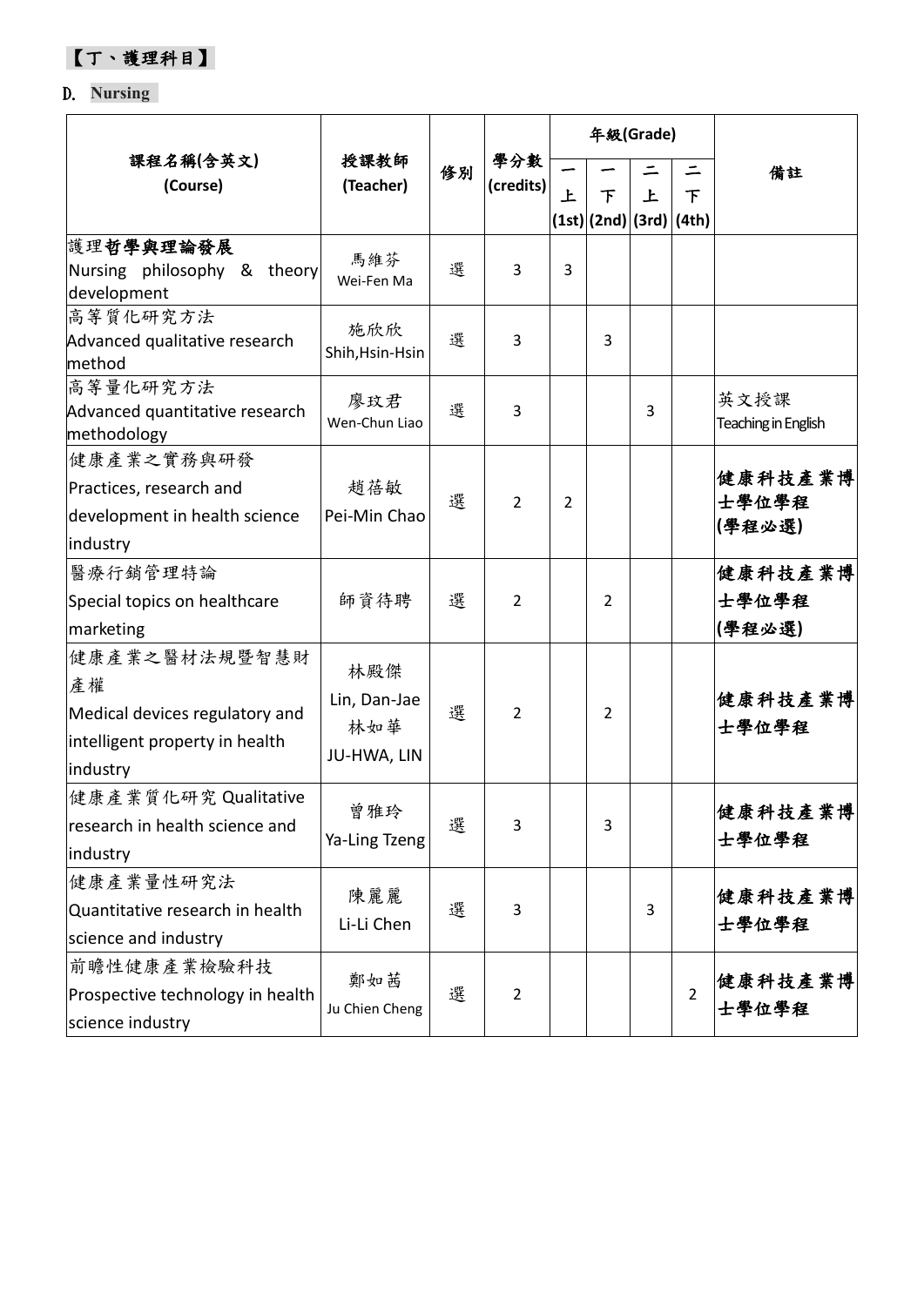## 【丁、護理科目】

## D. Nursing

| 課程名稱(含英文) (Course) | 授課教師 (Teacher) | 修別 | 學分數 (credits) | 年級(Grade) | | | | 備註 |
|---|---|---|---|---|---|---|---|---|
| | | | | 一上 (1st) | 一下 (2nd) | 二上 (3rd) | 二下 (4th) | |
| 護理**哲學與理論發展** Nursing philosophy & theory development | 馬維芬 Wei-Fen Ma | 選 | 3 | 3 | | | | |
| 高等質化研究方法 Advanced qualitative research method | 施欣欣 Shih,Hsin-Hsin | 選 | 3 | | 3 | | | |
| 高等量化研究方法 Advanced quantitative research methodology | 廖玟君 Wen-Chun Liao | 選 | 3 | | | 3 | | 英文授課 Teaching in English |
| 健康產業之實務與研發 Practices, research and development in health science industry | 趙蓓敏 Pei-Min Chao | 選 | 2 | 2 | | | | **健康科技產業博士學位學程 (學程必選)** |
| 醫療行銷管理特論 Special topics on healthcare marketing | 師資待聘 | 選 | 2 | | 2 | | | **健康科技產業博士學位學程 (學程必選)** |
| 健康產業之醫材法規暨智慧財產權 Medical devices regulatory and intelligent property in health industry | 林殿傑 Lin, Dan-Jae 林如華 JU-HWA, LIN | 選 | 2 | | 2 | | | **健康科技產業博士學位學程** |
| 健康產業質化研究 Qualitative research in health science and industry | 曾雅玲 Ya-Ling Tzeng | 選 | 3 | | 3 | | | **健康科技產業博士學位學程** |
| 健康產業量性研究法 Quantitative research in health science and industry | 陳麗麗 Li-Li Chen | 選 | 3 | | | 3 | | **健康科技產業博士學位學程** |
| 前瞻性健康產業檢驗科技 Prospective technology in health science industry | 鄭如茜 Ju Chien Cheng | 選 | 2 | | | | 2 | **健康科技產業博士學位學程** |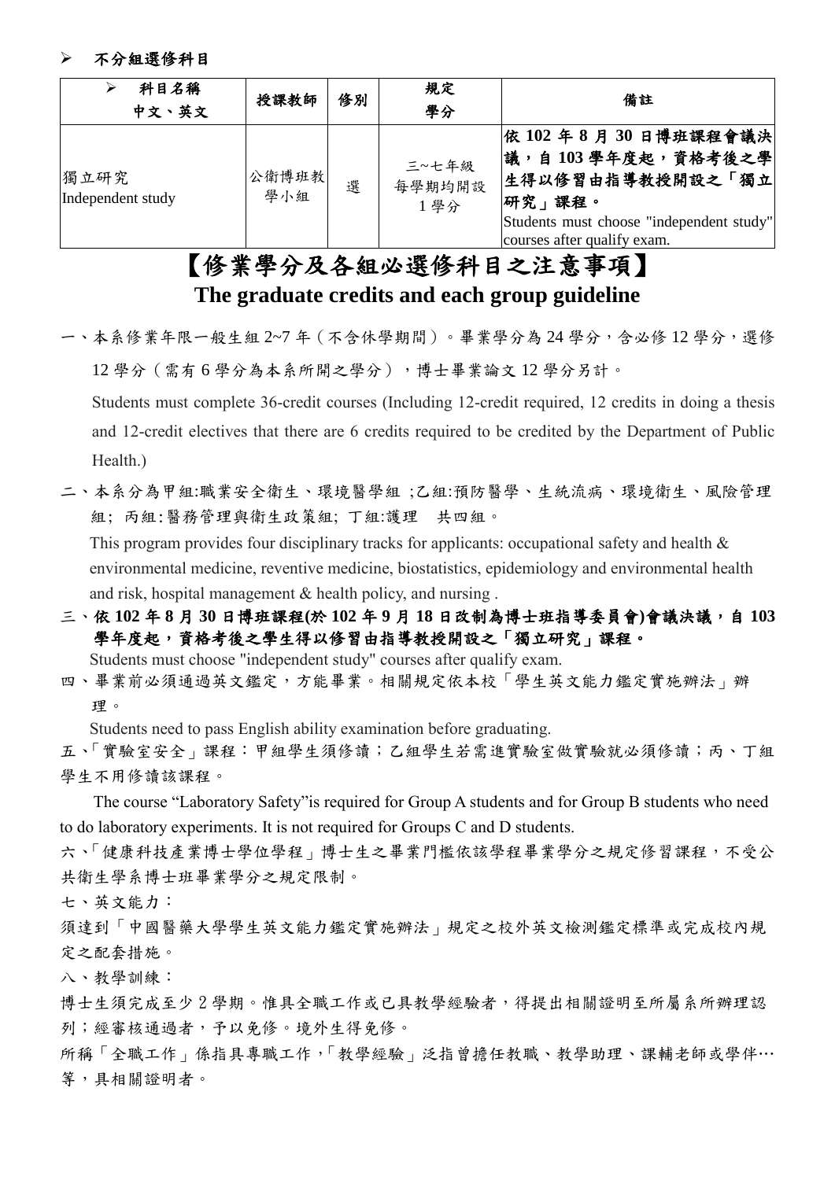➢ **不分組選修科目**

| ➢ 科目名稱<br>中文、英文 | 授課教師 | 修別 | 規定<br>學分 | 備註 |
|---|---|---|---|---|
| 獨立研究<br>Independent study | 公衛博班教學小組 | 選 | 三~七年級<br>每學期均開設<br>1學分 | **依 102 年 8 月 30 日博班課程會議決議，自 103 學年度起，資格考後之學生得以修習由指導教授開設之「獨立研究」課程。**<br>Students must choose "independent study" courses after qualify exam. |

# 【修業學分及各組必選修科目之注意事項】

## The graduate credits and each group guideline

一、本系修業年限一般生組 2~7 年（不含休學期間）。畢業學分為 24 學分，含必修 12 學分，選修 12 學分（需有 6 學分為本系所開之學分），博士畢業論文 12 學分另計。

Students must complete 36-credit courses (Including 12-credit required, 12 credits in doing a thesis and 12-credit electives that there are 6 credits required to be credited by the Department of Public Health.)

二、本系分為甲組:職業安全衛生、環境醫學組 ;乙組:預防醫學、生統流病、環境衛生、風險管理組; 丙組:醫務管理與衛生政策組; 丁組:護理　共四組。

This program provides four disciplinary tracks for applicants: occupational safety and health & environmental medicine, reventive medicine, biostatistics, epidemiology and environmental health and risk, hospital management & health policy, and nursing .

**三、依 102 年 8 月 30 日博班課程(於 102 年 9 月 18 日改制為博士班指導委員會)會議決議，自 103 學年度起，資格考後之學生得以修習由指導教授開設之「獨立研究」課程。**

Students must choose "independent study" courses after qualify exam.

四、畢業前必須通過英文鑑定，方能畢業。相關規定依本校「學生英文能力鑑定實施辦法」辦理。

Students need to pass English ability examination before graduating.

五、「實驗室安全」課程：甲組學生須修讀；乙組學生若需進實驗室做實驗就必須修讀；丙、丁組學生不用修讀該課程。

The course “Laboratory Safety”is required for Group A students and for Group B students who need to do laboratory experiments. It is not required for Groups C and D students.

六、「健康科技產業博士學位學程」博士生之畢業門檻依該學程畢業學分之規定修習課程，不受公共衛生學系博士班畢業學分之規定限制。

七、英文能力：

須達到「中國醫藥大學學生英文能力鑑定實施辦法」規定之校外英文檢測鑑定標準或完成校內規定之配套措施。

八、教學訓練：

博士生須完成至少 2 學期。惟具全職工作或已具教學經驗者，得提出相關證明至所屬系所辦理認列；經審核通過者，予以免修。境外生得免修。

所稱「全職工作」係指具專職工作，「教學經驗」泛指曾擔任教職、教學助理、課輔老師或學伴…等，具相關證明者。